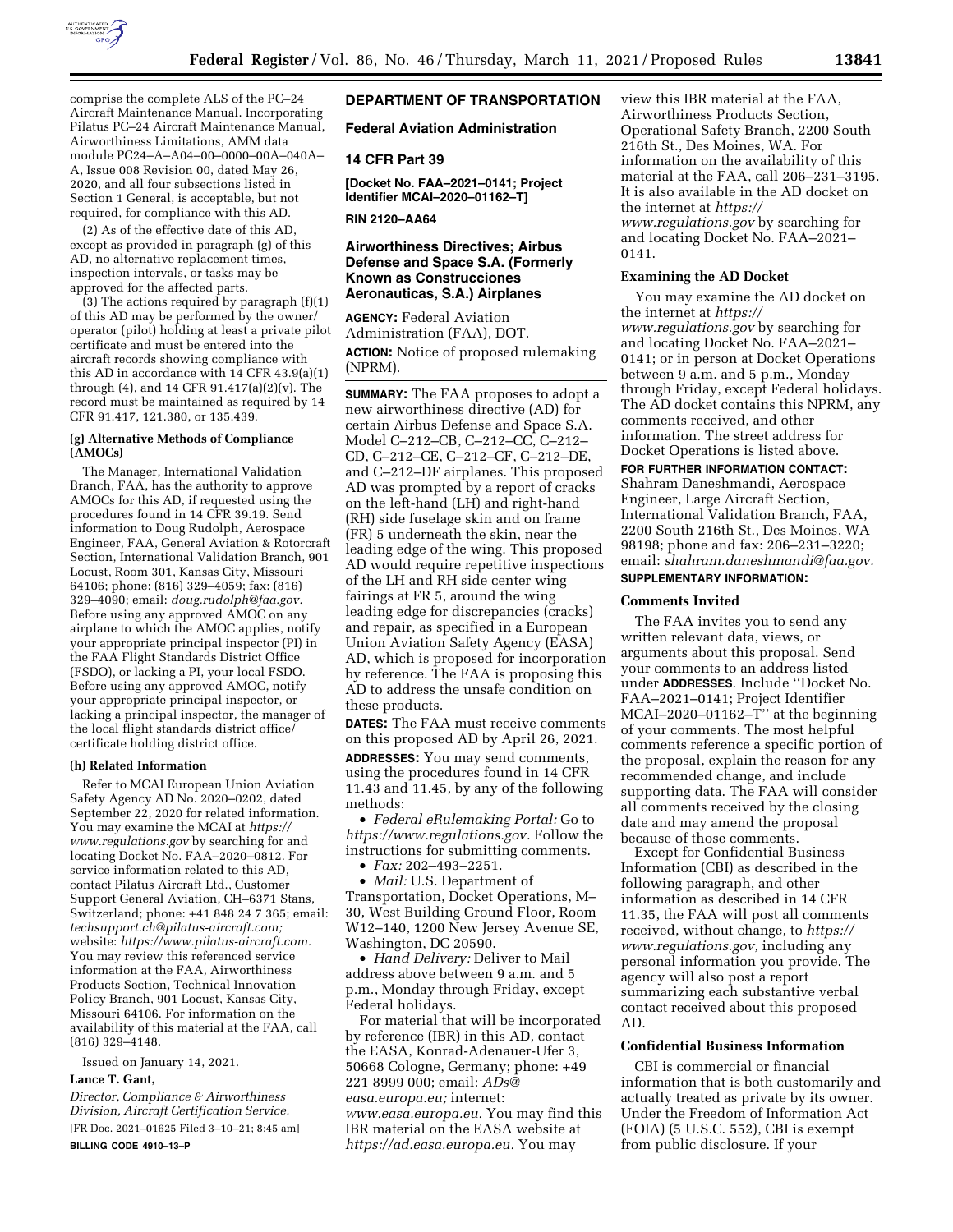comprise the complete ALS of the PC–24 Aircraft Maintenance Manual. Incorporating Pilatus PC–24 Aircraft Maintenance Manual, Airworthiness Limitations, AMM data module PC24–A–A04–00–0000–00A–040A–A, Issue 008 Revision 00, dated May 26, 2020, and all four subsections listed in Section 1 General, is acceptable, but not required, for compliance with this AD.

(2) As of the effective date of this AD, except as provided in paragraph (g) of this AD, no alternative replacement times, inspection intervals, or tasks may be approved for the affected parts.

(3) The actions required by paragraph (f)(1) of this AD may be performed by the owner/operator (pilot) holding at least a private pilot certificate and must be entered into the aircraft records showing compliance with this AD in accordance with 14 CFR 43.9(a)(1) through (4), and 14 CFR 91.417(a)(2)(v). The record must be maintained as required by 14 CFR 91.417, 121.380, or 135.439.

**(g) Alternative Methods of Compliance (AMOCs)**

The Manager, International Validation Branch, FAA, has the authority to approve AMOCs for this AD, if requested using the procedures found in 14 CFR 39.19. Send information to Doug Rudolph, Aerospace Engineer, FAA, General Aviation & Rotorcraft Section, International Validation Branch, 901 Locust, Room 301, Kansas City, Missouri 64106; phone: (816) 329–4059; fax: (816) 329–4090; email: *doug.rudolph@faa.gov.* Before using any approved AMOC on any airplane to which the AMOC applies, notify your appropriate principal inspector (PI) in the FAA Flight Standards District Office (FSDO), or lacking a PI, your local FSDO. Before using any approved AMOC, notify your appropriate principal inspector, or lacking a principal inspector, the manager of the local flight standards district office/certificate holding district office.

**(h) Related Information**

Refer to MCAI European Union Aviation Safety Agency AD No. 2020–0202, dated September 22, 2020 for related information. You may examine the MCAI at *https://www.regulations.gov* by searching for and locating Docket No. FAA–2020–0812. For service information related to this AD, contact Pilatus Aircraft Ltd., Customer Support General Aviation, CH–6371 Stans, Switzerland; phone: +41 848 24 7 365; email: *techsupport.ch@pilatus-aircraft.com;* website: *https://www.pilatus-aircraft.com.* You may review this referenced service information at the FAA, Airworthiness Products Section, Technical Innovation Policy Branch, 901 Locust, Kansas City, Missouri 64106. For information on the availability of this material at the FAA, call (816) 329–4148.

Issued on January 14, 2021.

**Lance T. Gant,**

*Director, Compliance & Airworthiness Division, Aircraft Certification Service.*

[FR Doc. 2021–01625 Filed 3–10–21; 8:45 am]

**BILLING CODE 4910–13–P**

## DEPARTMENT OF TRANSPORTATION

### Federal Aviation Administration

### 14 CFR Part 39

**[Docket No. FAA–2021–0141; Project Identifier MCAI–2020–01162–T]**

**RIN 2120–AA64**

### Airworthiness Directives; Airbus Defense and Space S.A. (Formerly Known as Construcciones Aeronauticas, S.A.) Airplanes

**AGENCY:** Federal Aviation Administration (FAA), DOT.

**ACTION:** Notice of proposed rulemaking (NPRM).

**SUMMARY:** The FAA proposes to adopt a new airworthiness directive (AD) for certain Airbus Defense and Space S.A. Model C–212–CB, C–212–CC, C–212–CD, C–212–CE, C–212–CF, C–212–DE, and C–212–DF airplanes. This proposed AD was prompted by a report of cracks on the left-hand (LH) and right-hand (RH) side fuselage skin and on frame (FR) 5 underneath the skin, near the leading edge of the wing. This proposed AD would require repetitive inspections of the LH and RH side center wing fairings at FR 5, around the wing leading edge for discrepancies (cracks) and repair, as specified in a European Union Aviation Safety Agency (EASA) AD, which is proposed for incorporation by reference. The FAA is proposing this AD to address the unsafe condition on these products.

**DATES:** The FAA must receive comments on this proposed AD by April 26, 2021.

**ADDRESSES:** You may send comments, using the procedures found in 14 CFR 11.43 and 11.45, by any of the following methods:

- *Federal eRulemaking Portal:* Go to *https://www.regulations.gov.* Follow the instructions for submitting comments.
- *Fax:* 202–493–2251.
- *Mail:* U.S. Department of Transportation, Docket Operations, M–30, West Building Ground Floor, Room W12–140, 1200 New Jersey Avenue SE, Washington, DC 20590.
- *Hand Delivery:* Deliver to Mail address above between 9 a.m. and 5 p.m., Monday through Friday, except Federal holidays.

For material that will be incorporated by reference (IBR) in this AD, contact the EASA, Konrad-Adenauer-Ufer 3, 50668 Cologne, Germany; phone: +49 221 8999 000; email: *ADs@easa.europa.eu;* internet: *www.easa.europa.eu.* You may find this IBR material on the EASA website at *https://ad.easa.europa.eu.* You may view this IBR material at the FAA, Airworthiness Products Section, Operational Safety Branch, 2200 South 216th St., Des Moines, WA. For information on the availability of this material at the FAA, call 206–231–3195. It is also available in the AD docket on the internet at *https://www.regulations.gov* by searching for and locating Docket No. FAA–2021–0141.

### Examining the AD Docket

You may examine the AD docket on the internet at *https://www.regulations.gov* by searching for and locating Docket No. FAA–2021–0141; or in person at Docket Operations between 9 a.m. and 5 p.m., Monday through Friday, except Federal holidays. The AD docket contains this NPRM, any comments received, and other information. The street address for Docket Operations is listed above.

**FOR FURTHER INFORMATION CONTACT:** Shahram Daneshmandi, Aerospace Engineer, Large Aircraft Section, International Validation Branch, FAA, 2200 South 216th St., Des Moines, WA 98198; phone and fax: 206–231–3220; email: *shahram.daneshmandi@faa.gov.*

**SUPPLEMENTARY INFORMATION:**

### Comments Invited

The FAA invites you to send any written relevant data, views, or arguments about this proposal. Send your comments to an address listed under **ADDRESSES**. Include "Docket No. FAA–2021–0141; Project Identifier MCAI–2020–01162–T" at the beginning of your comments. The most helpful comments reference a specific portion of the proposal, explain the reason for any recommended change, and include supporting data. The FAA will consider all comments received by the closing date and may amend the proposal because of those comments.

Except for Confidential Business Information (CBI) as described in the following paragraph, and other information as described in 14 CFR 11.35, the FAA will post all comments received, without change, to *https://www.regulations.gov,* including any personal information you provide. The agency will also post a report summarizing each substantive verbal contact received about this proposed AD.

### Confidential Business Information

CBI is commercial or financial information that is both customarily and actually treated as private by its owner. Under the Freedom of Information Act (FOIA) (5 U.S.C. 552), CBI is exempt from public disclosure. If your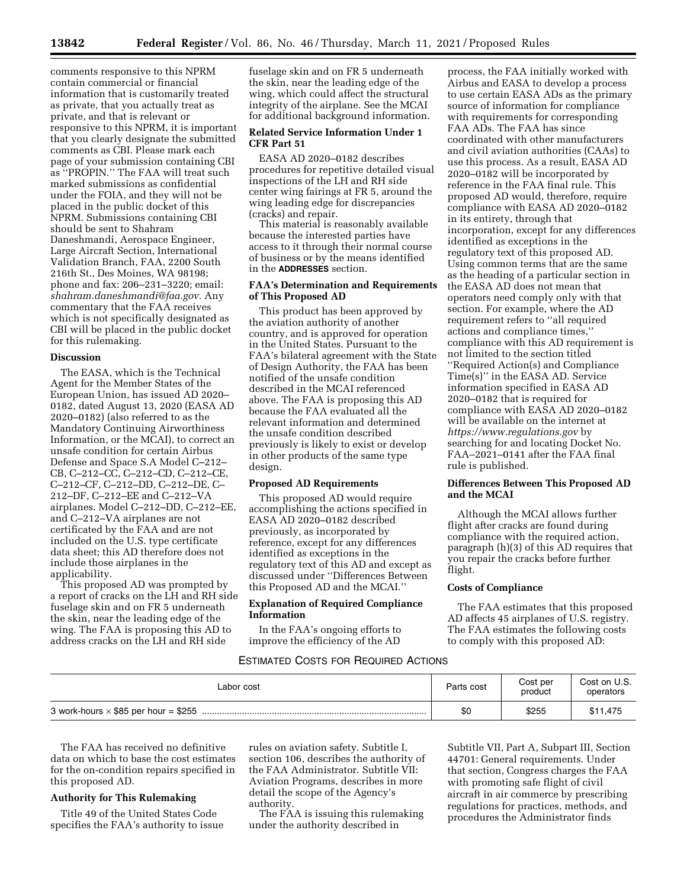comments responsive to this NPRM contain commercial or financial information that is customarily treated as private, that you actually treat as private, and that is relevant or responsive to this NPRM, it is important that you clearly designate the submitted comments as CBI. Please mark each page of your submission containing CBI as ''PROPIN.'' The FAA will treat such marked submissions as confidential under the FOIA, and they will not be placed in the public docket of this NPRM. Submissions containing CBI should be sent to Shahram Daneshmandi, Aerospace Engineer, Large Aircraft Section, International Validation Branch, FAA, 2200 South 216th St., Des Moines, WA 98198; phone and fax: 206–231–3220; email: *shahram.daneshmandi@faa.gov.* Any commentary that the FAA receives which is not specifically designated as CBI will be placed in the public docket for this rulemaking.

**Discussion**

The EASA, which is the Technical Agent for the Member States of the European Union, has issued AD 2020–0182, dated August 13, 2020 (EASA AD 2020–0182) (also referred to as the Mandatory Continuing Airworthiness Information, or the MCAI), to correct an unsafe condition for certain Airbus Defense and Space S.A Model C–212–CB, C–212–CC, C–212–CD, C–212–CE, C–212–CF, C–212–DD, C–212–DE, C–212–DF, C–212–EE and C–212–VA airplanes. Model C–212–DD, C–212–EE, and C–212–VA airplanes are not certificated by the FAA and are not included on the U.S. type certificate data sheet; this AD therefore does not include those airplanes in the applicability.

This proposed AD was prompted by a report of cracks on the LH and RH side fuselage skin and on FR 5 underneath the skin, near the leading edge of the wing. The FAA is proposing this AD to address cracks on the LH and RH side fuselage skin and on FR 5 underneath the skin, near the leading edge of the wing, which could affect the structural integrity of the airplane. See the MCAI for additional background information.

**Related Service Information Under 1 CFR Part 51**

EASA AD 2020–0182 describes procedures for repetitive detailed visual inspections of the LH and RH side center wing fairings at FR 5, around the wing leading edge for discrepancies (cracks) and repair.

This material is reasonably available because the interested parties have access to it through their normal course of business or by the means identified in the ADDRESSES section.

**FAA's Determination and Requirements of This Proposed AD**

This product has been approved by the aviation authority of another country, and is approved for operation in the United States. Pursuant to the FAA's bilateral agreement with the State of Design Authority, the FAA has been notified of the unsafe condition described in the MCAI referenced above. The FAA is proposing this AD because the FAA evaluated all the relevant information and determined the unsafe condition described previously is likely to exist or develop in other products of the same type design.

**Proposed AD Requirements**

This proposed AD would require accomplishing the actions specified in EASA AD 2020–0182 described previously, as incorporated by reference, except for any differences identified as exceptions in the regulatory text of this AD and except as discussed under ''Differences Between this Proposed AD and the MCAI.''

**Explanation of Required Compliance Information**

In the FAA's ongoing efforts to improve the efficiency of the AD process, the FAA initially worked with Airbus and EASA to develop a process to use certain EASA ADs as the primary source of information for compliance with requirements for corresponding FAA ADs. The FAA has since coordinated with other manufacturers and civil aviation authorities (CAAs) to use this process. As a result, EASA AD 2020–0182 will be incorporated by reference in the FAA final rule. This proposed AD would, therefore, require compliance with EASA AD 2020–0182 in its entirety, through that incorporation, except for any differences identified as exceptions in the regulatory text of this proposed AD. Using common terms that are the same as the heading of a particular section in the EASA AD does not mean that operators need comply only with that section. For example, where the AD requirement refers to ''all required actions and compliance times,'' compliance with this AD requirement is not limited to the section titled ''Required Action(s) and Compliance Time(s)'' in the EASA AD. Service information specified in EASA AD 2020–0182 that is required for compliance with EASA AD 2020–0182 will be available on the internet at *https://www.regulations.gov* by searching for and locating Docket No. FAA–2021–0141 after the FAA final rule is published.

**Differences Between This Proposed AD and the MCAI**

Although the MCAI allows further flight after cracks are found during compliance with the required action, paragraph (h)(3) of this AD requires that you repair the cracks before further flight.

**Costs of Compliance**

The FAA estimates that this proposed AD affects 45 airplanes of U.S. registry. The FAA estimates the following costs to comply with this proposed AD:

ESTIMATED COSTS FOR REQUIRED ACTIONS

| Labor cost | Parts cost | Cost per product | Cost on U.S. operators |
|---|---|---|---|
| 3 work-hours × $85 per hour = $255 | $0 | $255 | $11,475 |

The FAA has received no definitive data on which to base the cost estimates for the on-condition repairs specified in this proposed AD.

**Authority for This Rulemaking**

Title 49 of the United States Code specifies the FAA's authority to issue rules on aviation safety. Subtitle I, section 106, describes the authority of the FAA Administrator. Subtitle VII: Aviation Programs, describes in more detail the scope of the Agency's authority.

The FAA is issuing this rulemaking under the authority described in Subtitle VII, Part A, Subpart III, Section 44701: General requirements. Under that section, Congress charges the FAA with promoting safe flight of civil aircraft in air commerce by prescribing regulations for practices, methods, and procedures the Administrator finds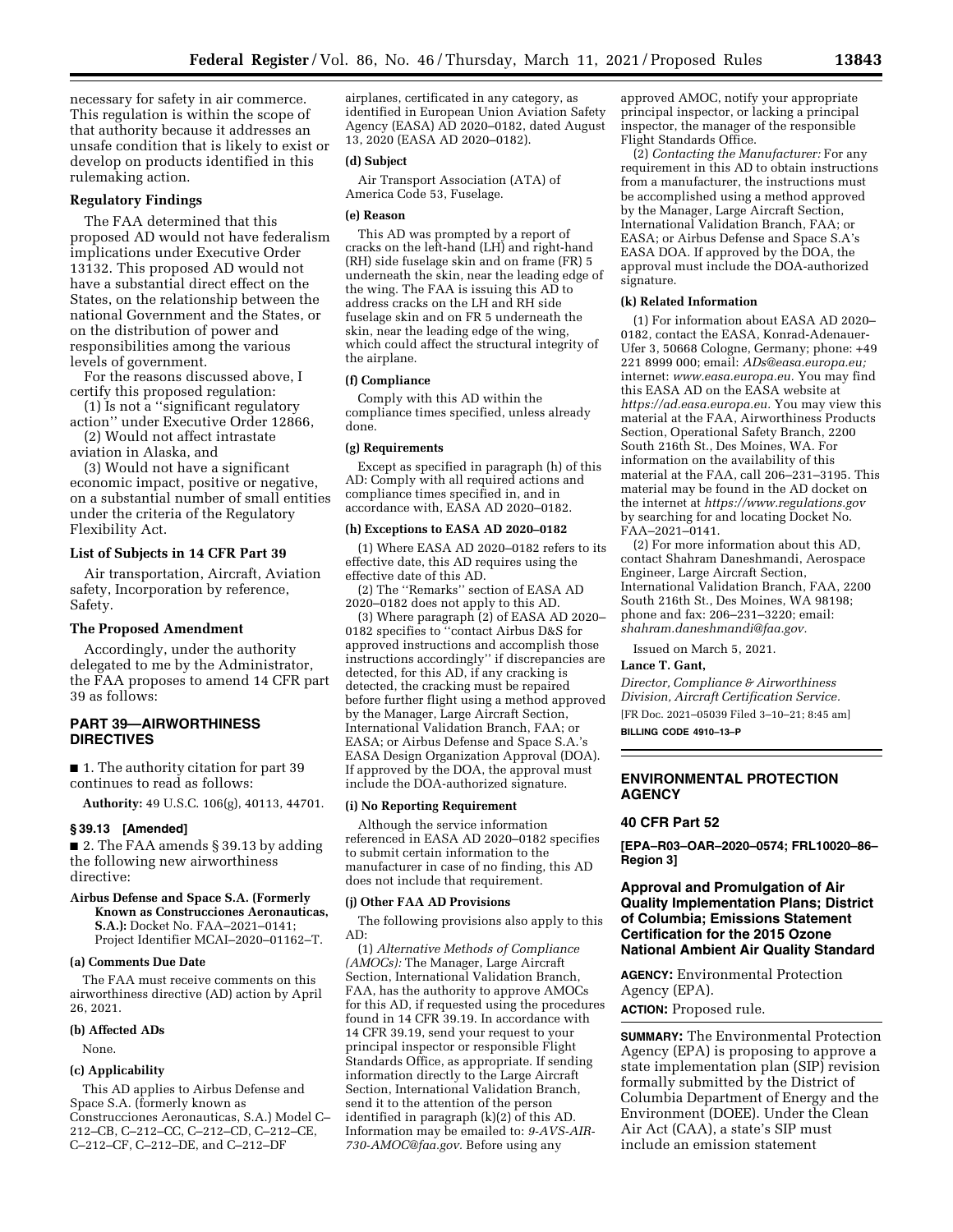necessary for safety in air commerce. This regulation is within the scope of that authority because it addresses an unsafe condition that is likely to exist or develop on products identified in this rulemaking action.

## Regulatory Findings

The FAA determined that this proposed AD would not have federalism implications under Executive Order 13132. This proposed AD would not have a substantial direct effect on the States, on the relationship between the national Government and the States, or on the distribution of power and responsibilities among the various levels of government.

For the reasons discussed above, I certify this proposed regulation:

(1) Is not a "significant regulatory action" under Executive Order 12866,

(2) Would not affect intrastate aviation in Alaska, and

(3) Would not have a significant economic impact, positive or negative, on a substantial number of small entities under the criteria of the Regulatory Flexibility Act.

## List of Subjects in 14 CFR Part 39

Air transportation, Aircraft, Aviation safety, Incorporation by reference, Safety.

## The Proposed Amendment

Accordingly, under the authority delegated to me by the Administrator, the FAA proposes to amend 14 CFR part 39 as follows:

## PART 39—AIRWORTHINESS DIRECTIVES

■ 1. The authority citation for part 39 continues to read as follows:

**Authority:** 49 U.S.C. 106(g), 40113, 44701.

### § 39.13 [Amended]

■ 2. The FAA amends § 39.13 by adding the following new airworthiness directive:

**Airbus Defense and Space S.A. (Formerly Known as Construcciones Aeronauticas, S.A.):** Docket No. FAA–2021–0141; Project Identifier MCAI–2020–01162–T.

### (a) Comments Due Date

The FAA must receive comments on this airworthiness directive (AD) action by April 26, 2021.

### (b) Affected ADs

None.

### (c) Applicability

This AD applies to Airbus Defense and Space S.A. (formerly known as Construcciones Aeronauticas, S.A.) Model C–212–CB, C–212–CC, C–212–CD, C–212–CE, C–212–CF, C–212–DE, and C–212–DF airplanes, certificated in any category, as identified in European Union Aviation Safety Agency (EASA) AD 2020–0182, dated August 13, 2020 (EASA AD 2020–0182).

### (d) Subject

Air Transport Association (ATA) of America Code 53, Fuselage.

### (e) Reason

This AD was prompted by a report of cracks on the left-hand (LH) and right-hand (RH) side fuselage skin and on frame (FR) 5 underneath the skin, near the leading edge of the wing. The FAA is issuing this AD to address cracks on the LH and RH side fuselage skin and on FR 5 underneath the skin, near the leading edge of the wing, which could affect the structural integrity of the airplane.

### (f) Compliance

Comply with this AD within the compliance times specified, unless already done.

### (g) Requirements

Except as specified in paragraph (h) of this AD: Comply with all required actions and compliance times specified in, and in accordance with, EASA AD 2020–0182.

### (h) Exceptions to EASA AD 2020–0182

(1) Where EASA AD 2020–0182 refers to its effective date, this AD requires using the effective date of this AD.

(2) The "Remarks" section of EASA AD 2020–0182 does not apply to this AD.

(3) Where paragraph (2) of EASA AD 2020–0182 specifies to "contact Airbus D&S for approved instructions and accomplish those instructions accordingly" if discrepancies are detected, for this AD, if any cracking is detected, the cracking must be repaired before further flight using a method approved by the Manager, Large Aircraft Section, International Validation Branch, FAA; or EASA; or Airbus Defense and Space S.A.'s EASA Design Organization Approval (DOA). If approved by the DOA, the approval must include the DOA-authorized signature.

### (i) No Reporting Requirement

Although the service information referenced in EASA AD 2020–0182 specifies to submit certain information to the manufacturer in case of no finding, this AD does not include that requirement.

### (j) Other FAA AD Provisions

The following provisions also apply to this AD:

(1) *Alternative Methods of Compliance (AMOCs):* The Manager, Large Aircraft Section, International Validation Branch, FAA, has the authority to approve AMOCs for this AD, if requested using the procedures found in 14 CFR 39.19. In accordance with 14 CFR 39.19, send your request to your principal inspector or responsible Flight Standards Office, as appropriate. If sending information directly to the Large Aircraft Section, International Validation Branch, send it to the attention of the person identified in paragraph (k)(2) of this AD. Information may be emailed to: *9-AVS-AIR-730-AMOC@faa.gov.* Before using any approved AMOC, notify your appropriate principal inspector, or lacking a principal inspector, the manager of the responsible Flight Standards Office.

(2) *Contacting the Manufacturer:* For any requirement in this AD to obtain instructions from a manufacturer, the instructions must be accomplished using a method approved by the Manager, Large Aircraft Section, International Validation Branch, FAA; or EASA; or Airbus Defense and Space S.A's EASA DOA. If approved by the DOA, the approval must include the DOA-authorized signature.

### (k) Related Information

(1) For information about EASA AD 2020–0182, contact the EASA, Konrad-Adenauer-Ufer 3, 50668 Cologne, Germany; phone: +49 221 8999 000; email: *ADs@easa.europa.eu;* internet: *www.easa.europa.eu.* You may find this EASA AD on the EASA website at *https://ad.easa.europa.eu.* You may view this material at the FAA, Airworthiness Products Section, Operational Safety Branch, 2200 South 216th St., Des Moines, WA. For information on the availability of this material at the FAA, call 206–231–3195. This material may be found in the AD docket on the internet at *https://www.regulations.gov* by searching for and locating Docket No. FAA–2021–0141.

(2) For more information about this AD, contact Shahram Daneshmandi, Aerospace Engineer, Large Aircraft Section, International Validation Branch, FAA, 2200 South 216th St., Des Moines, WA 98198; phone and fax: 206–231–3220; email: *shahram.daneshmandi@faa.gov.*

Issued on March 5, 2021.

**Lance T. Gant,**

*Director, Compliance & Airworthiness Division, Aircraft Certification Service.*

[FR Doc. 2021–05039 Filed 3–10–21; 8:45 am]

**BILLING CODE 4910–13–P**

---

## ENVIRONMENTAL PROTECTION AGENCY

### 40 CFR Part 52

**[EPA–R03–OAR–2020–0574; FRL10020–86–Region 3]**

## Approval and Promulgation of Air Quality Implementation Plans; District of Columbia; Emissions Statement Certification for the 2015 Ozone National Ambient Air Quality Standard

**AGENCY:** Environmental Protection Agency (EPA).

**ACTION:** Proposed rule.

**SUMMARY:** The Environmental Protection Agency (EPA) is proposing to approve a state implementation plan (SIP) revision formally submitted by the District of Columbia Department of Energy and the Environment (DOEE). Under the Clean Air Act (CAA), a state's SIP must include an emission statement